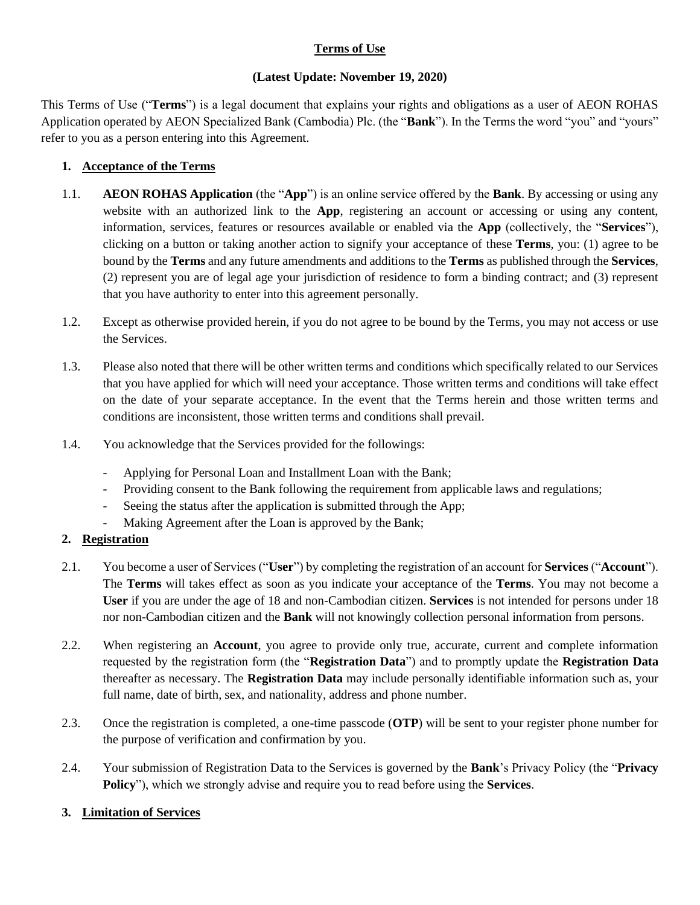# Terms of Use

**(Latest Update: November 19, 2020)**

This Terms of Use ("**Terms**") is a legal document that explains your rights and obligations as a user of AEON ROHAS Application operated by AEON Specialized Bank (Cambodia) Plc. (the "**Bank**"). In the Terms the word "you" and "yours" refer to you as a person entering into this Agreement.

## 1. Acceptance of the Terms

1.1. **AEON ROHAS Application** (the "**App**") is an online service offered by the **Bank**. By accessing or using any website with an authorized link to the **App**, registering an account or accessing or using any content, information, services, features or resources available or enabled via the **App** (collectively, the "**Services**"), clicking on a button or taking another action to signify your acceptance of these **Terms**, you: (1) agree to be bound by the **Terms** and any future amendments and additions to the **Terms** as published through the **Services**, (2) represent you are of legal age your jurisdiction of residence to form a binding contract; and (3) represent that you have authority to enter into this agreement personally.

1.2. Except as otherwise provided herein, if you do not agree to be bound by the Terms, you may not access or use the Services.

1.3. Please also noted that there will be other written terms and conditions which specifically related to our Services that you have applied for which will need your acceptance. Those written terms and conditions will take effect on the date of your separate acceptance. In the event that the Terms herein and those written terms and conditions are inconsistent, those written terms and conditions shall prevail.

1.4. You acknowledge that the Services provided for the followings:

- Applying for Personal Loan and Installment Loan with the Bank;
- Providing consent to the Bank following the requirement from applicable laws and regulations;
- Seeing the status after the application is submitted through the App;
- Making Agreement after the Loan is approved by the Bank;

## 2. Registration

2.1. You become a user of Services ("**User**") by completing the registration of an account for **Services** ("**Account**"). The **Terms** will takes effect as soon as you indicate your acceptance of the **Terms**. You may not become a **User** if you are under the age of 18 and non-Cambodian citizen. **Services** is not intended for persons under 18 nor non-Cambodian citizen and the **Bank** will not knowingly collection personal information from persons.

2.2. When registering an **Account**, you agree to provide only true, accurate, current and complete information requested by the registration form (the "**Registration Data**") and to promptly update the **Registration Data** thereafter as necessary. The **Registration Data** may include personally identifiable information such as, your full name, date of birth, sex, and nationality, address and phone number.

2.3. Once the registration is completed, a one-time passcode (**OTP**) will be sent to your register phone number for the purpose of verification and confirmation by you.

2.4. Your submission of Registration Data to the Services is governed by the **Bank**'s Privacy Policy (the "**Privacy Policy**"), which we strongly advise and require you to read before using the **Services**.

## 3. Limitation of Services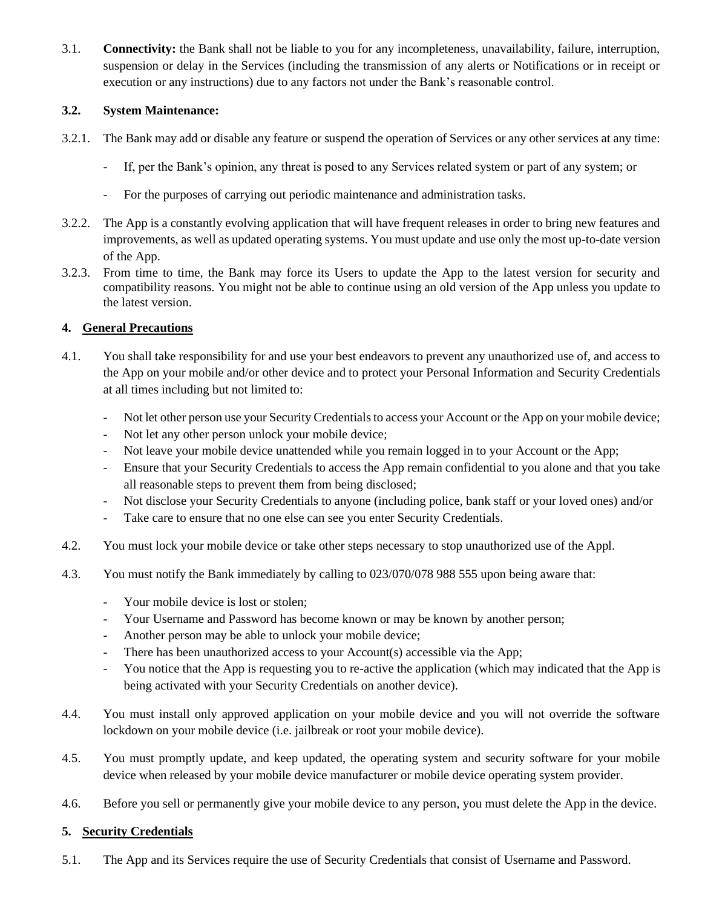3.1. **Connectivity:** the Bank shall not be liable to you for any incompleteness, unavailability, failure, interruption, suspension or delay in the Services (including the transmission of any alerts or Notifications or in receipt or execution or any instructions) due to any factors not under the Bank's reasonable control.

**3.2. System Maintenance:**

3.2.1. The Bank may add or disable any feature or suspend the operation of Services or any other services at any time:

- If, per the Bank's opinion, any threat is posed to any Services related system or part of any system; or
- For the purposes of carrying out periodic maintenance and administration tasks.

3.2.2. The App is a constantly evolving application that will have frequent releases in order to bring new features and improvements, as well as updated operating systems. You must update and use only the most up-to-date version of the App.

3.2.3. From time to time, the Bank may force its Users to update the App to the latest version for security and compatibility reasons. You might not be able to continue using an old version of the App unless you update to the latest version.

## 4. General Precautions

4.1. You shall take responsibility for and use your best endeavors to prevent any unauthorized use of, and access to the App on your mobile and/or other device and to protect your Personal Information and Security Credentials at all times including but not limited to:

- Not let other person use your Security Credentials to access your Account or the App on your mobile device;
- Not let any other person unlock your mobile device;
- Not leave your mobile device unattended while you remain logged in to your Account or the App;
- Ensure that your Security Credentials to access the App remain confidential to you alone and that you take all reasonable steps to prevent them from being disclosed;
- Not disclose your Security Credentials to anyone (including police, bank staff or your loved ones) and/or
- Take care to ensure that no one else can see you enter Security Credentials.

4.2. You must lock your mobile device or take other steps necessary to stop unauthorized use of the Appl.

4.3. You must notify the Bank immediately by calling to 023/070/078 988 555 upon being aware that:

- Your mobile device is lost or stolen;
- Your Username and Password has become known or may be known by another person;
- Another person may be able to unlock your mobile device;
- There has been unauthorized access to your Account(s) accessible via the App;
- You notice that the App is requesting you to re-active the application (which may indicated that the App is being activated with your Security Credentials on another device).

4.4. You must install only approved application on your mobile device and you will not override the software lockdown on your mobile device (i.e. jailbreak or root your mobile device).

4.5. You must promptly update, and keep updated, the operating system and security software for your mobile device when released by your mobile device manufacturer or mobile device operating system provider.

4.6. Before you sell or permanently give your mobile device to any person, you must delete the App in the device.

## 5. Security Credentials

5.1. The App and its Services require the use of Security Credentials that consist of Username and Password.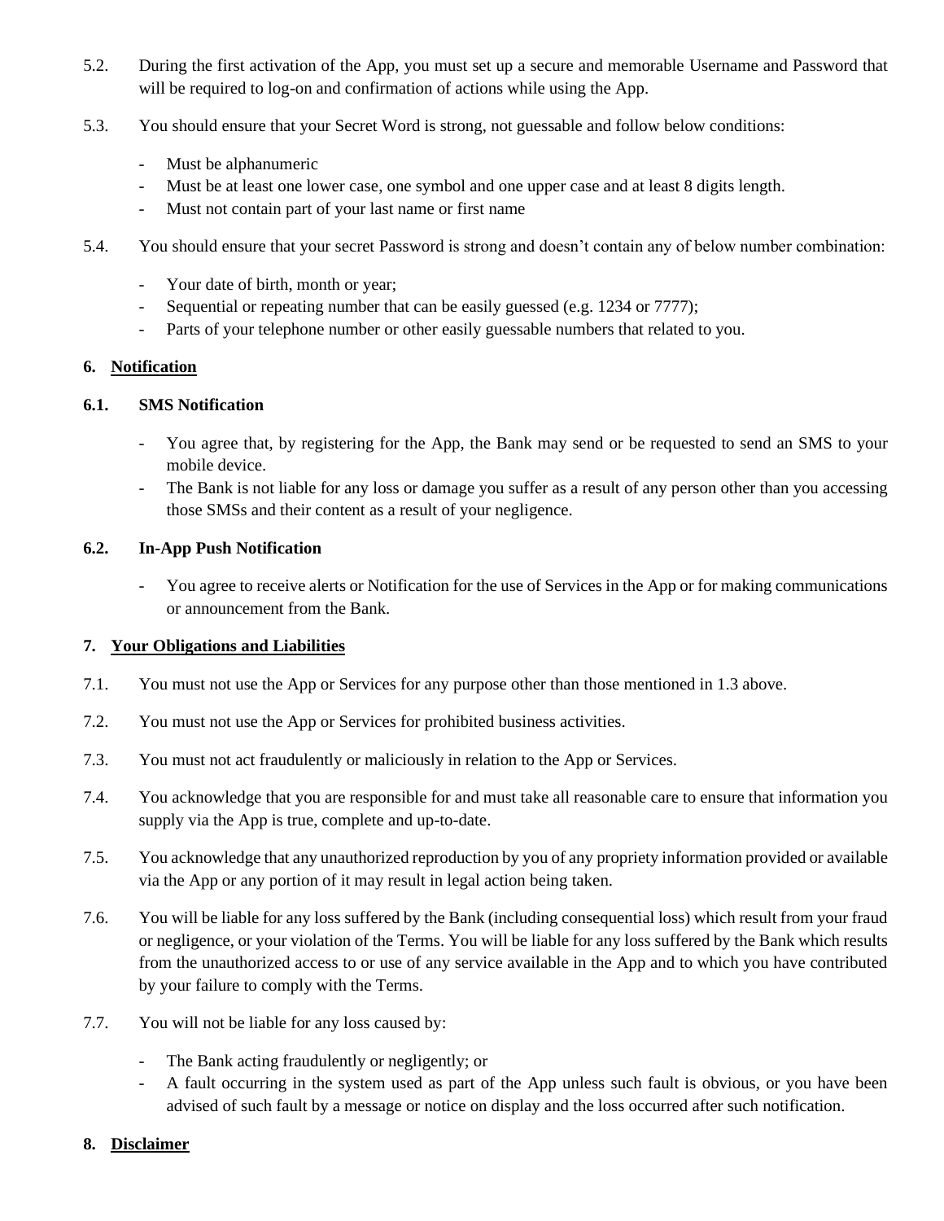5.2. During the first activation of the App, you must set up a secure and memorable Username and Password that will be required to log-on and confirmation of actions while using the App.

5.3. You should ensure that your Secret Word is strong, not guessable and follow below conditions:

- Must be alphanumeric
- Must be at least one lower case, one symbol and one upper case and at least 8 digits length.
- Must not contain part of your last name or first name

5.4. You should ensure that your secret Password is strong and doesn't contain any of below number combination:

- Your date of birth, month or year;
- Sequential or repeating number that can be easily guessed (e.g. 1234 or 7777);
- Parts of your telephone number or other easily guessable numbers that related to you.

## 6. Notification

### 6.1. SMS Notification

- You agree that, by registering for the App, the Bank may send or be requested to send an SMS to your mobile device.
- The Bank is not liable for any loss or damage you suffer as a result of any person other than you accessing those SMSs and their content as a result of your negligence.

### 6.2. In-App Push Notification

- You agree to receive alerts or Notification for the use of Services in the App or for making communications or announcement from the Bank.

## 7. Your Obligations and Liabilities

7.1. You must not use the App or Services for any purpose other than those mentioned in 1.3 above.

7.2. You must not use the App or Services for prohibited business activities.

7.3. You must not act fraudulently or maliciously in relation to the App or Services.

7.4. You acknowledge that you are responsible for and must take all reasonable care to ensure that information you supply via the App is true, complete and up-to-date.

7.5. You acknowledge that any unauthorized reproduction by you of any propriety information provided or available via the App or any portion of it may result in legal action being taken.

7.6. You will be liable for any loss suffered by the Bank (including consequential loss) which result from your fraud or negligence, or your violation of the Terms. You will be liable for any loss suffered by the Bank which results from the unauthorized access to or use of any service available in the App and to which you have contributed by your failure to comply with the Terms.

7.7. You will not be liable for any loss caused by:

- The Bank acting fraudulently or negligently; or
- A fault occurring in the system used as part of the App unless such fault is obvious, or you have been advised of such fault by a message or notice on display and the loss occurred after such notification.

## 8. Disclaimer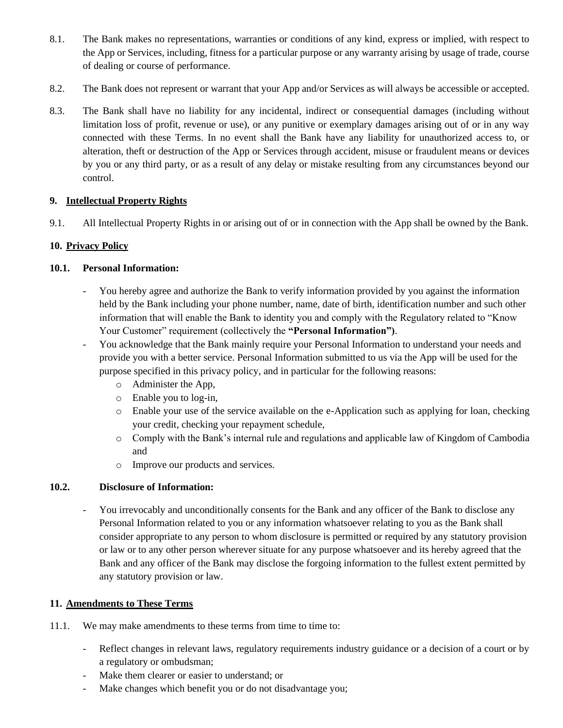8.1. The Bank makes no representations, warranties or conditions of any kind, express or implied, with respect to the App or Services, including, fitness for a particular purpose or any warranty arising by usage of trade, course of dealing or course of performance.

8.2. The Bank does not represent or warrant that your App and/or Services as will always be accessible or accepted.

8.3. The Bank shall have no liability for any incidental, indirect or consequential damages (including without limitation loss of profit, revenue or use), or any punitive or exemplary damages arising out of or in any way connected with these Terms. In no event shall the Bank have any liability for unauthorized access to, or alteration, theft or destruction of the App or Services through accident, misuse or fraudulent means or devices by you or any third party, or as a result of any delay or mistake resulting from any circumstances beyond our control.

## 9. <u>Intellectual Property Rights</u>

9.1. All Intellectual Property Rights in or arising out of or in connection with the App shall be owned by the Bank.

## 10. <u>Privacy Policy</u>

### 10.1. Personal Information:

- You hereby agree and authorize the Bank to verify information provided by you against the information held by the Bank including your phone number, name, date of birth, identification number and such other information that will enable the Bank to identity you and comply with the Regulatory related to "Know Your Customer" requirement (collectively the **"Personal Information")**.
- You acknowledge that the Bank mainly require your Personal Information to understand your needs and provide you with a better service. Personal Information submitted to us via the App will be used for the purpose specified in this privacy policy, and in particular for the following reasons:
  - Administer the App,
  - Enable you to log-in,
  - Enable your use of the service available on the e-Application such as applying for loan, checking your credit, checking your repayment schedule,
  - Comply with the Bank's internal rule and regulations and applicable law of Kingdom of Cambodia and
  - Improve our products and services.

### 10.2. Disclosure of Information:

- You irrevocably and unconditionally consents for the Bank and any officer of the Bank to disclose any Personal Information related to you or any information whatsoever relating to you as the Bank shall consider appropriate to any person to whom disclosure is permitted or required by any statutory provision or law or to any other person wherever situate for any purpose whatsoever and its hereby agreed that the Bank and any officer of the Bank may disclose the forgoing information to the fullest extent permitted by any statutory provision or law.

## 11. <u>Amendments to These Terms</u>

11.1. We may make amendments to these terms from time to time to:

- Reflect changes in relevant laws, regulatory requirements industry guidance or a decision of a court or by a regulatory or ombudsman;
- Make them clearer or easier to understand; or
- Make changes which benefit you or do not disadvantage you;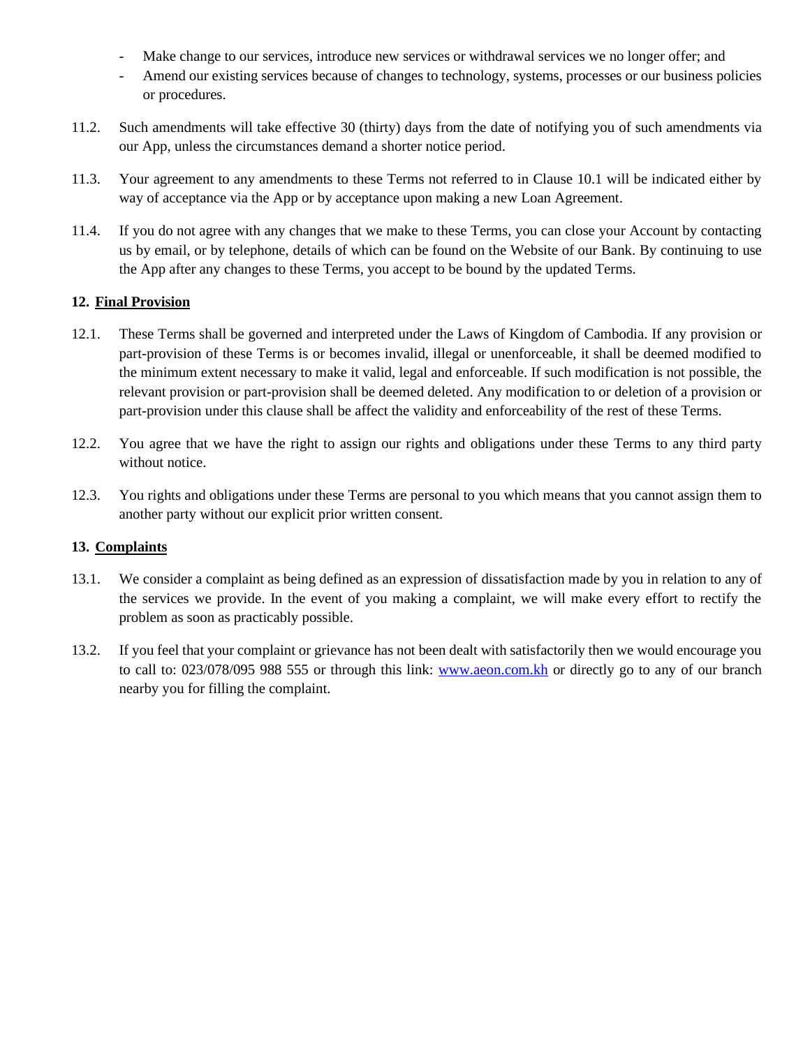- Make change to our services, introduce new services or withdrawal services we no longer offer; and
- Amend our existing services because of changes to technology, systems, processes or our business policies or procedures.

11.2. Such amendments will take effective 30 (thirty) days from the date of notifying you of such amendments via our App, unless the circumstances demand a shorter notice period.

11.3. Your agreement to any amendments to these Terms not referred to in Clause 10.1 will be indicated either by way of acceptance via the App or by acceptance upon making a new Loan Agreement.

11.4. If you do not agree with any changes that we make to these Terms, you can close your Account by contacting us by email, or by telephone, details of which can be found on the Website of our Bank. By continuing to use the App after any changes to these Terms, you accept to be bound by the updated Terms.

## 12. Final Provision

12.1. These Terms shall be governed and interpreted under the Laws of Kingdom of Cambodia. If any provision or part-provision of these Terms is or becomes invalid, illegal or unenforceable, it shall be deemed modified to the minimum extent necessary to make it valid, legal and enforceable. If such modification is not possible, the relevant provision or part-provision shall be deemed deleted. Any modification to or deletion of a provision or part-provision under this clause shall be affect the validity and enforceability of the rest of these Terms.

12.2. You agree that we have the right to assign our rights and obligations under these Terms to any third party without notice.

12.3. You rights and obligations under these Terms are personal to you which means that you cannot assign them to another party without our explicit prior written consent.

## 13. Complaints

13.1. We consider a complaint as being defined as an expression of dissatisfaction made by you in relation to any of the services we provide. In the event of you making a complaint, we will make every effort to rectify the problem as soon as practicably possible.

13.2. If you feel that your complaint or grievance has not been dealt with satisfactorily then we would encourage you to call to: 023/078/095 988 555 or through this link: [www.aeon.com.kh](http://www.aeon.com.kh) or directly go to any of our branch nearby you for filling the complaint.